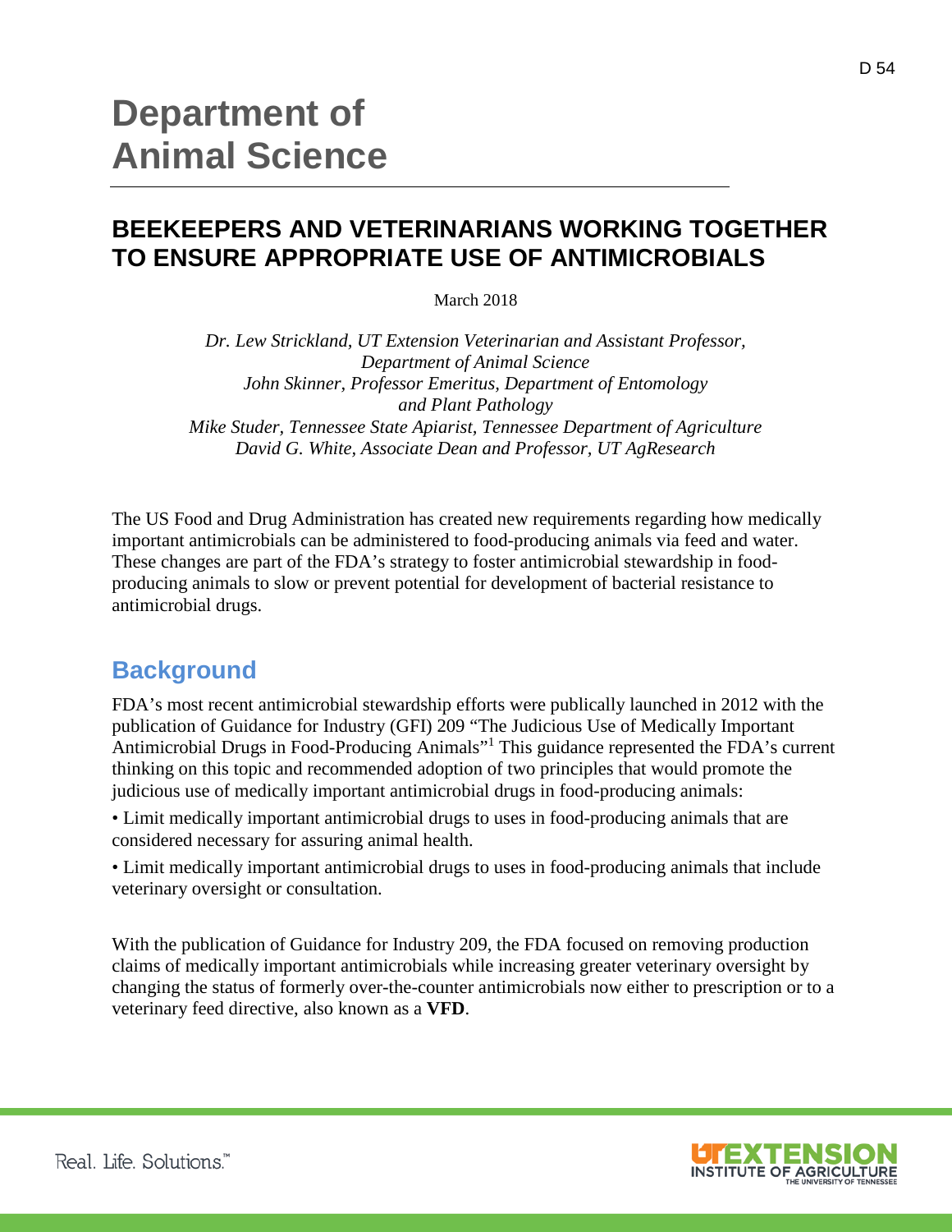# Department of Animal Science

## BEEKEEPERS AND VETERINARIANS WORKING TOGETHER TO ENSURE APPROPRIATE USE OF ANTIMICROBIALS

March 2018

*Dr. Lew Strickland, UT Extension Veterinarian and Assistant Professor, Department of Animal Science*
*John Skinner, Professor Emeritus, Department of Entomology and Plant Pathology*
*Mike Studer, Tennessee State Apiarist, Tennessee Department of Agriculture*
*David G. White, Associate Dean and Professor, UT AgResearch*

The US Food and Drug Administration has created new requirements regarding how medically important antimicrobials can be administered to food-producing animals via feed and water. These changes are part of the FDA's strategy to foster antimicrobial stewardship in food-producing animals to slow or prevent potential for development of bacterial resistance to antimicrobial drugs.

## Background

FDA's most recent antimicrobial stewardship efforts were publically launched in 2012 with the publication of Guidance for Industry (GFI) 209 "The Judicious Use of Medically Important Antimicrobial Drugs in Food-Producing Animals"[1] This guidance represented the FDA's current thinking on this topic and recommended adoption of two principles that would promote the judicious use of medically important antimicrobial drugs in food-producing animals:

- Limit medically important antimicrobial drugs to uses in food-producing animals that are considered necessary for assuring animal health.
- Limit medically important antimicrobial drugs to uses in food-producing animals that include veterinary oversight or consultation.

With the publication of Guidance for Industry 209, the FDA focused on removing production claims of medically important antimicrobials while increasing greater veterinary oversight by changing the status of formerly over-the-counter antimicrobials now either to prescription or to a veterinary feed directive, also known as a **VFD**.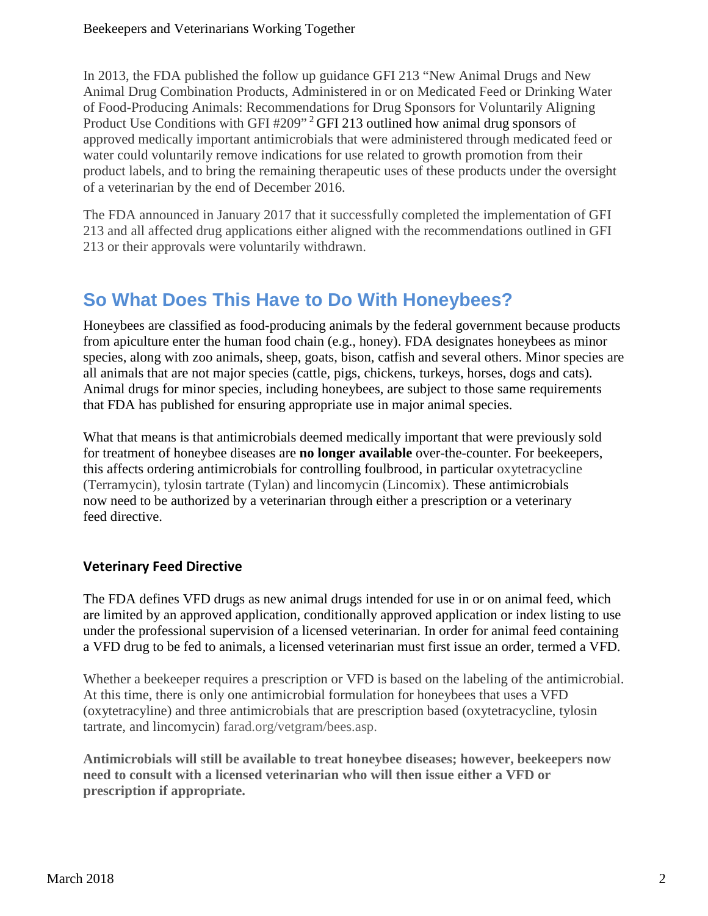In 2013, the FDA published the follow up guidance GFI 213 "New Animal Drugs and New Animal Drug Combination Products, Administered in or on Medicated Feed or Drinking Water of Food-Producing Animals: Recommendations for Drug Sponsors for Voluntarily Aligning Product Use Conditions with GFI #209"[2] GFI 213 outlined how animal drug sponsors of approved medically important antimicrobials that were administered through medicated feed or water could voluntarily remove indications for use related to growth promotion from their product labels, and to bring the remaining therapeutic uses of these products under the oversight of a veterinarian by the end of December 2016.

The FDA announced in January 2017 that it successfully completed the implementation of GFI 213 and all affected drug applications either aligned with the recommendations outlined in GFI 213 or their approvals were voluntarily withdrawn.

## So What Does This Have to Do With Honeybees?

Honeybees are classified as food-producing animals by the federal government because products from apiculture enter the human food chain (e.g., honey). FDA designates honeybees as minor species, along with zoo animals, sheep, goats, bison, catfish and several others. Minor species are all animals that are not major species (cattle, pigs, chickens, turkeys, horses, dogs and cats). Animal drugs for minor species, including honeybees, are subject to those same requirements that FDA has published for ensuring appropriate use in major animal species.

What that means is that antimicrobials deemed medically important that were previously sold for treatment of honeybee diseases are **no longer available** over-the-counter. For beekeepers, this affects ordering antimicrobials for controlling foulbrood, in particular oxytetracycline (Terramycin), tylosin tartrate (Tylan) and lincomycin (Lincomix). These antimicrobials now need to be authorized by a veterinarian through either a prescription or a veterinary feed directive.

### Veterinary Feed Directive

The FDA defines VFD drugs as new animal drugs intended for use in or on animal feed, which are limited by an approved application, conditionally approved application or index listing to use under the professional supervision of a licensed veterinarian. In order for animal feed containing a VFD drug to be fed to animals, a licensed veterinarian must first issue an order, termed a VFD.

Whether a beekeeper requires a prescription or VFD is based on the labeling of the antimicrobial. At this time, there is only one antimicrobial formulation for honeybees that uses a VFD (oxytetracyline) and three antimicrobials that are prescription based (oxytetracycline, tylosin tartrate, and lincomycin) farad.org/vetgram/bees.asp.

**Antimicrobials will still be available to treat honeybee diseases; however, beekeepers now need to consult with a licensed veterinarian who will then issue either a VFD or prescription if appropriate.**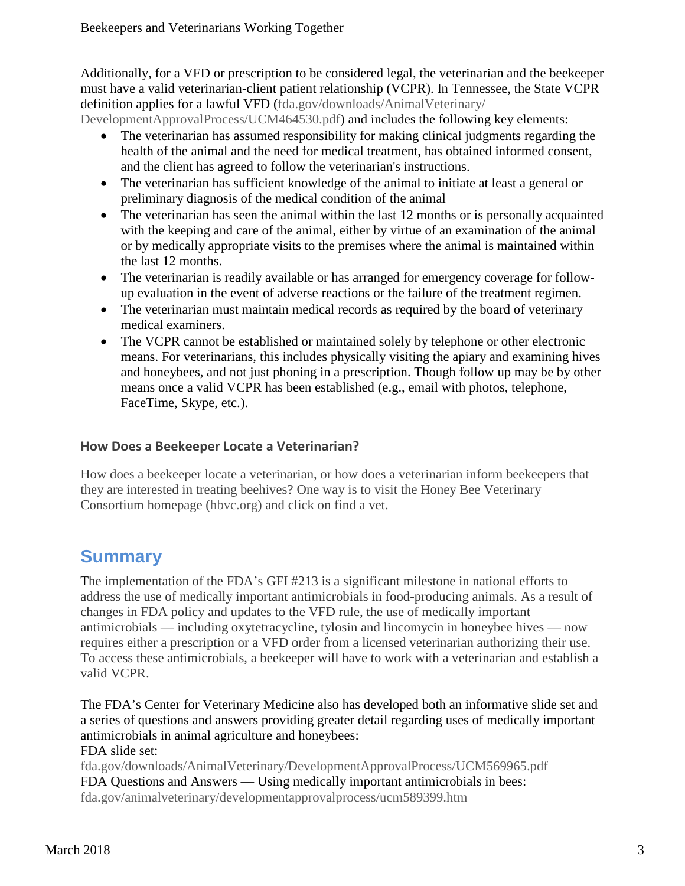Additionally, for a VFD or prescription to be considered legal, the veterinarian and the beekeeper must have a valid veterinarian-client patient relationship (VCPR). In Tennessee, the State VCPR definition applies for a lawful VFD (fda.gov/downloads/AnimalVeterinary/DevelopmentApprovalProcess/UCM464530.pdf) and includes the following key elements:

- The veterinarian has assumed responsibility for making clinical judgments regarding the health of the animal and the need for medical treatment, has obtained informed consent, and the client has agreed to follow the veterinarian's instructions.
- The veterinarian has sufficient knowledge of the animal to initiate at least a general or preliminary diagnosis of the medical condition of the animal
- The veterinarian has seen the animal within the last 12 months or is personally acquainted with the keeping and care of the animal, either by virtue of an examination of the animal or by medically appropriate visits to the premises where the animal is maintained within the last 12 months.
- The veterinarian is readily available or has arranged for emergency coverage for follow-up evaluation in the event of adverse reactions or the failure of the treatment regimen.
- The veterinarian must maintain medical records as required by the board of veterinary medical examiners.
- The VCPR cannot be established or maintained solely by telephone or other electronic means. For veterinarians, this includes physically visiting the apiary and examining hives and honeybees, and not just phoning in a prescription. Though follow up may be by other means once a valid VCPR has been established (e.g., email with photos, telephone, FaceTime, Skype, etc.).

### How Does a Beekeeper Locate a Veterinarian?

How does a beekeeper locate a veterinarian, or how does a veterinarian inform beekeepers that they are interested in treating beehives? One way is to visit the Honey Bee Veterinary Consortium homepage (hbvc.org) and click on find a vet.

## Summary

The implementation of the FDA's GFI #213 is a significant milestone in national efforts to address the use of medically important antimicrobials in food-producing animals. As a result of changes in FDA policy and updates to the VFD rule, the use of medically important antimicrobials — including oxytetracycline, tylosin and lincomycin in honeybee hives — now requires either a prescription or a VFD order from a licensed veterinarian authorizing their use. To access these antimicrobials, a beekeeper will have to work with a veterinarian and establish a valid VCPR.

The FDA's Center for Veterinary Medicine also has developed both an informative slide set and a series of questions and answers providing greater detail regarding uses of medically important antimicrobials in animal agriculture and honeybees:
FDA slide set:
fda.gov/downloads/AnimalVeterinary/DevelopmentApprovalProcess/UCM569965.pdf
FDA Questions and Answers — Using medically important antimicrobials in bees:
fda.gov/animalveterinary/developmentapprovalprocess/ucm589399.htm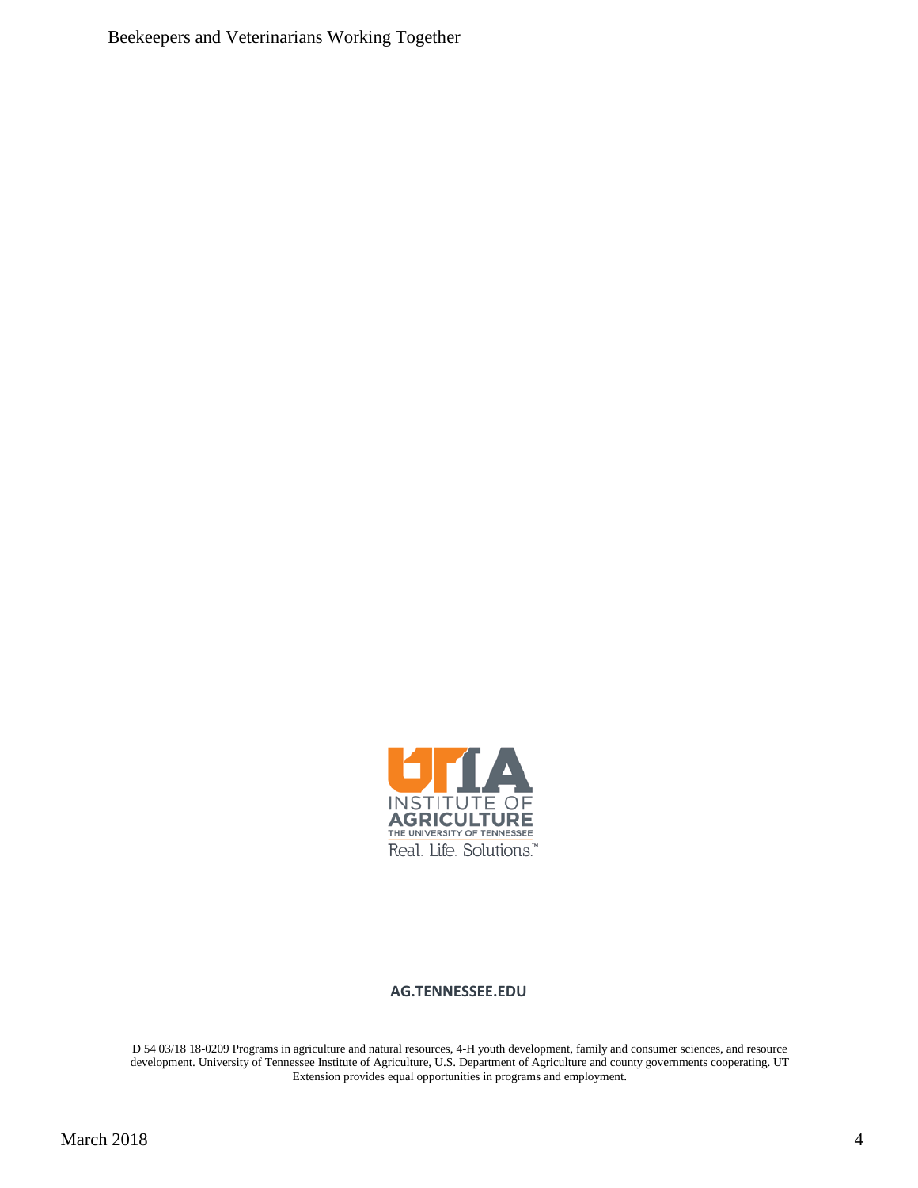INSTITUTE OF AGRICULTURE
THE UNIVERSITY OF TENNESSEE
Real. Life. Solutions.™

**AG.TENNESSEE.EDU**

D 54 03/18 18-0209 Programs in agriculture and natural resources, 4-H youth development, family and consumer sciences, and resource development. University of Tennessee Institute of Agriculture, U.S. Department of Agriculture and county governments cooperating. UT Extension provides equal opportunities in programs and employment.